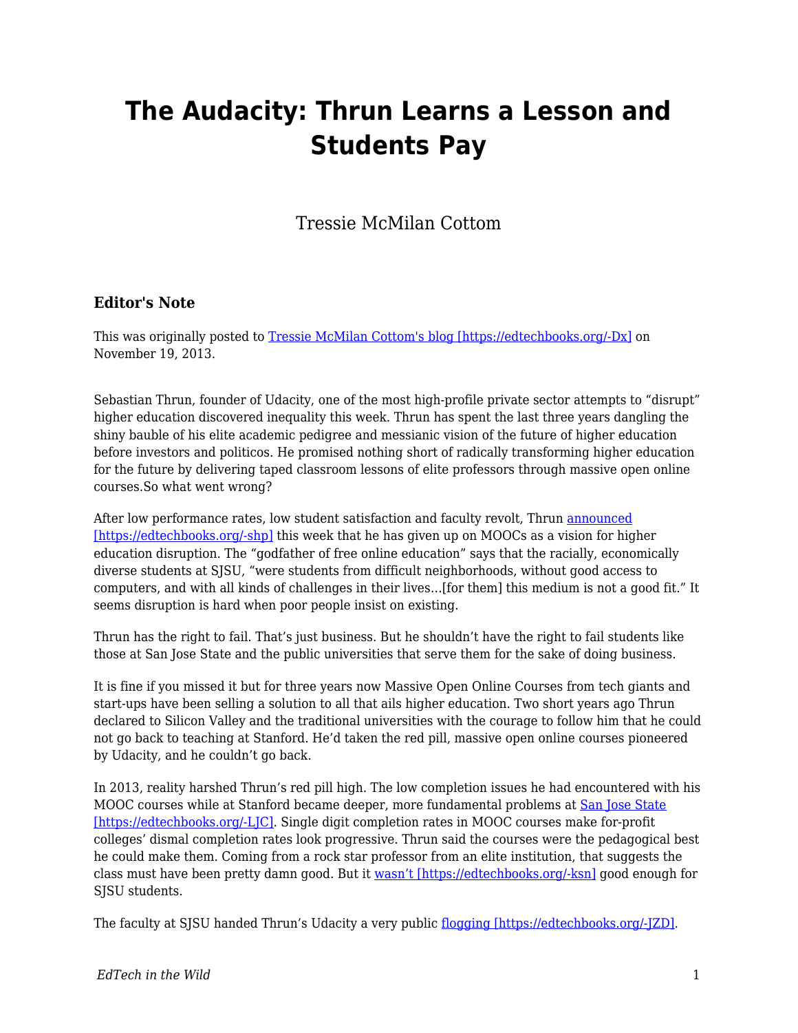# The Audacity: Thrun Learns a Lesson and Students Pay

Tressie McMilan Cottom

### Editor's Note

This was originally posted to [Tressie McMilan Cottom's blog [https://edtechbooks.org/-Dx]](https://edtechbooks.org/-Dx) on November 19, 2013.

Sebastian Thrun, founder of Udacity, one of the most high-profile private sector attempts to "disrupt" higher education discovered inequality this week. Thrun has spent the last three years dangling the shiny bauble of his elite academic pedigree and messianic vision of the future of higher education before investors and politicos. He promised nothing short of radically transforming higher education for the future by delivering taped classroom lessons of elite professors through massive open online courses.So what went wrong?

After low performance rates, low student satisfaction and faculty revolt, Thrun [announced [https://edtechbooks.org/-shp]](https://edtechbooks.org/-shp) this week that he has given up on MOOCs as a vision for higher education disruption. The "godfather of free online education" says that the racially, economically diverse students at SJSU, "were students from difficult neighborhoods, without good access to computers, and with all kinds of challenges in their lives…[for them] this medium is not a good fit." It seems disruption is hard when poor people insist on existing.

Thrun has the right to fail. That's just business. But he shouldn't have the right to fail students like those at San Jose State and the public universities that serve them for the sake of doing business.

It is fine if you missed it but for three years now Massive Open Online Courses from tech giants and start-ups have been selling a solution to all that ails higher education. Two short years ago Thrun declared to Silicon Valley and the traditional universities with the courage to follow him that he could not go back to teaching at Stanford. He'd taken the red pill, massive open online courses pioneered by Udacity, and he couldn't go back.

In 2013, reality harshed Thrun's red pill high. The low completion issues he had encountered with his MOOC courses while at Stanford became deeper, more fundamental problems at [San Jose State [https://edtechbooks.org/-LJC]](https://edtechbooks.org/-LJC). Single digit completion rates in MOOC courses make for-profit colleges' dismal completion rates look progressive. Thrun said the courses were the pedagogical best he could make them. Coming from a rock star professor from an elite institution, that suggests the class must have been pretty damn good. But it [wasn't [https://edtechbooks.org/-ksn]](https://edtechbooks.org/-ksn) good enough for SJSU students.

The faculty at SJSU handed Thrun's Udacity a very public [flogging [https://edtechbooks.org/-JZD]](https://edtechbooks.org/-JZD).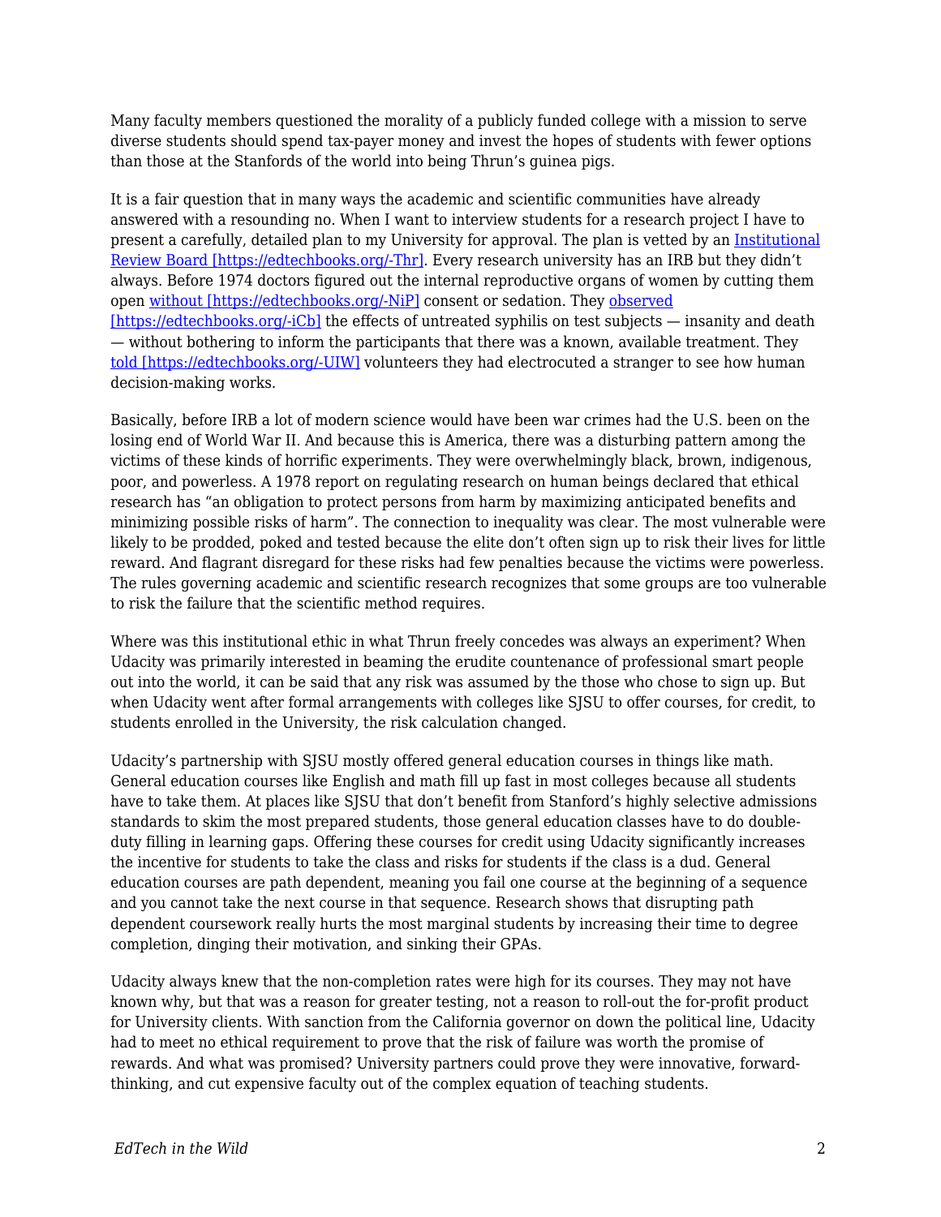Many faculty members questioned the morality of a publicly funded college with a mission to serve diverse students should spend tax-payer money and invest the hopes of students with fewer options than those at the Stanfords of the world into being Thrun's guinea pigs.

It is a fair question that in many ways the academic and scientific communities have already answered with a resounding no. When I want to interview students for a research project I have to present a carefully, detailed plan to my University for approval. The plan is vetted by an [Institutional Review Board [https://edtechbooks.org/-Thr]](https://edtechbooks.org/-Thr). Every research university has an IRB but they didn't always. Before 1974 doctors figured out the internal reproductive organs of women by cutting them open [without [https://edtechbooks.org/-NiP]](https://edtechbooks.org/-NiP) consent or sedation. They [observed [https://edtechbooks.org/-iCb]](https://edtechbooks.org/-iCb) the effects of untreated syphilis on test subjects — insanity and death — without bothering to inform the participants that there was a known, available treatment. They [told [https://edtechbooks.org/-UIW]](https://edtechbooks.org/-UIW) volunteers they had electrocuted a stranger to see how human decision-making works.

Basically, before IRB a lot of modern science would have been war crimes had the U.S. been on the losing end of World War II. And because this is America, there was a disturbing pattern among the victims of these kinds of horrific experiments. They were overwhelmingly black, brown, indigenous, poor, and powerless. A 1978 report on regulating research on human beings declared that ethical research has "an obligation to protect persons from harm by maximizing anticipated benefits and minimizing possible risks of harm". The connection to inequality was clear. The most vulnerable were likely to be prodded, poked and tested because the elite don't often sign up to risk their lives for little reward. And flagrant disregard for these risks had few penalties because the victims were powerless. The rules governing academic and scientific research recognizes that some groups are too vulnerable to risk the failure that the scientific method requires.

Where was this institutional ethic in what Thrun freely concedes was always an experiment? When Udacity was primarily interested in beaming the erudite countenance of professional smart people out into the world, it can be said that any risk was assumed by the those who chose to sign up. But when Udacity went after formal arrangements with colleges like SJSU to offer courses, for credit, to students enrolled in the University, the risk calculation changed.

Udacity's partnership with SJSU mostly offered general education courses in things like math. General education courses like English and math fill up fast in most colleges because all students have to take them. At places like SJSU that don't benefit from Stanford's highly selective admissions standards to skim the most prepared students, those general education classes have to do double-duty filling in learning gaps. Offering these courses for credit using Udacity significantly increases the incentive for students to take the class and risks for students if the class is a dud. General education courses are path dependent, meaning you fail one course at the beginning of a sequence and you cannot take the next course in that sequence. Research shows that disrupting path dependent coursework really hurts the most marginal students by increasing their time to degree completion, dinging their motivation, and sinking their GPAs.

Udacity always knew that the non-completion rates were high for its courses. They may not have known why, but that was a reason for greater testing, not a reason to roll-out the for-profit product for University clients. With sanction from the California governor on down the political line, Udacity had to meet no ethical requirement to prove that the risk of failure was worth the promise of rewards. And what was promised? University partners could prove they were innovative, forward-thinking, and cut expensive faculty out of the complex equation of teaching students.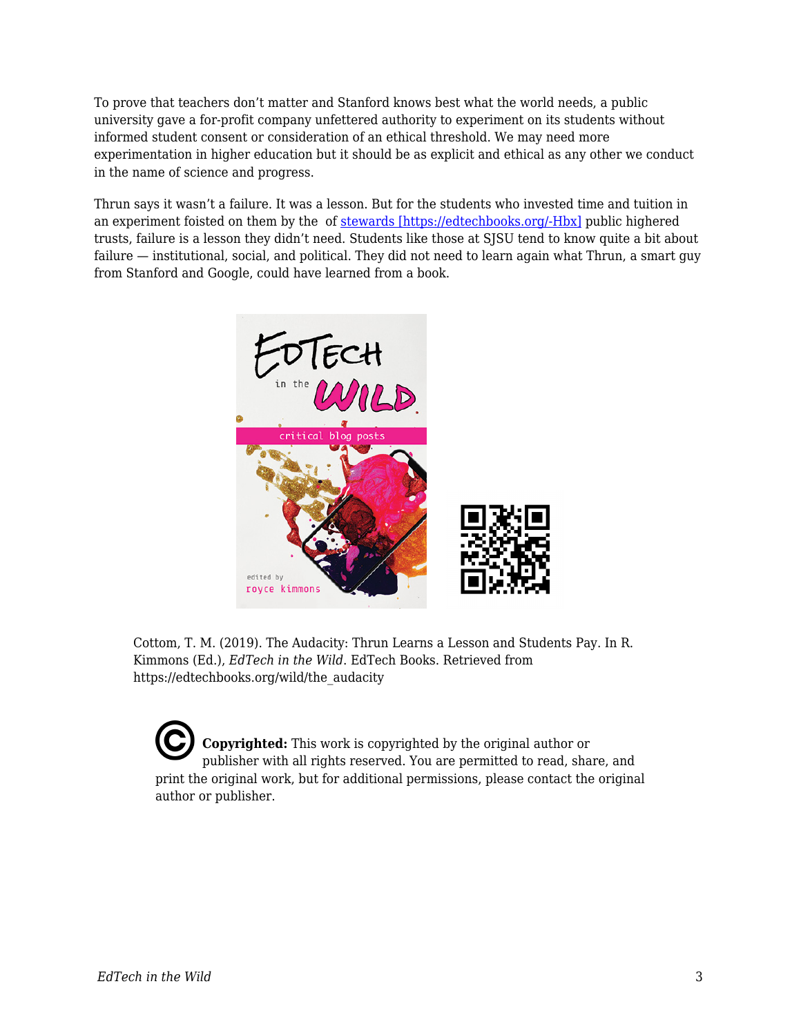To prove that teachers don't matter and Stanford knows best what the world needs, a public university gave a for-profit company unfettered authority to experiment on its students without informed student consent or consideration of an ethical threshold. We may need more experimentation in higher education but it should be as explicit and ethical as any other we conduct in the name of science and progress.

Thrun says it wasn't a failure. It was a lesson. But for the students who invested time and tuition in an experiment foisted on them by the  of [stewards [https://edtechbooks.org/-Hbx]](https://edtechbooks.org/-Hbx) public highered trusts, failure is a lesson they didn't need. Students like those at SJSU tend to know quite a bit about failure — institutional, social, and political. They did not need to learn again what Thrun, a smart guy from Stanford and Google, could have learned from a book.

Cottom, T. M. (2019). The Audacity: Thrun Learns a Lesson and Students Pay. In R. Kimmons (Ed.), *EdTech in the Wild*. EdTech Books. Retrieved from https://edtechbooks.org/wild/the_audacity

**Copyrighted:** This work is copyrighted by the original author or publisher with all rights reserved. You are permitted to read, share, and print the original work, but for additional permissions, please contact the original author or publisher.